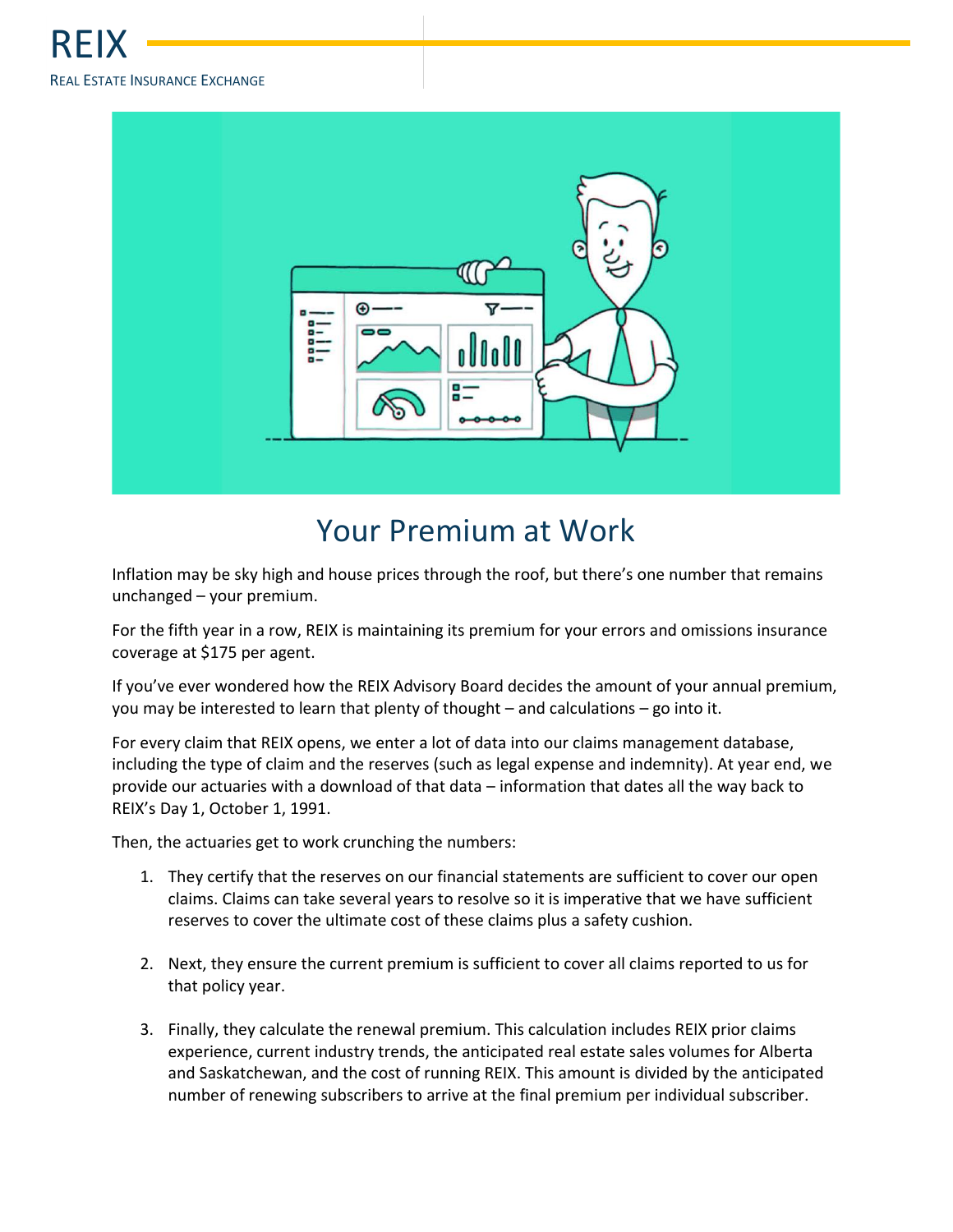REIX

REAL ESTATE INSURANCE EXCHANGE

# Your Premium at Work

Inflation may be sky high and house prices through the roof, but there's one number that remains unchanged – your premium.

For the fifth year in a row, REIX is maintaining its premium for your errors and omissions insurance coverage at $175 per agent.

If you've ever wondered how the REIX Advisory Board decides the amount of your annual premium, you may be interested to learn that plenty of thought – and calculations – go into it.

For every claim that REIX opens, we enter a lot of data into our claims management database, including the type of claim and the reserves (such as legal expense and indemnity). At year end, we provide our actuaries with a download of that data – information that dates all the way back to REIX's Day 1, October 1, 1991.

Then, the actuaries get to work crunching the numbers:

1. They certify that the reserves on our financial statements are sufficient to cover our open claims. Claims can take several years to resolve so it is imperative that we have sufficient reserves to cover the ultimate cost of these claims plus a safety cushion.

2. Next, they ensure the current premium is sufficient to cover all claims reported to us for that policy year.

3. Finally, they calculate the renewal premium. This calculation includes REIX prior claims experience, current industry trends, the anticipated real estate sales volumes for Alberta and Saskatchewan, and the cost of running REIX. This amount is divided by the anticipated number of renewing subscribers to arrive at the final premium per individual subscriber.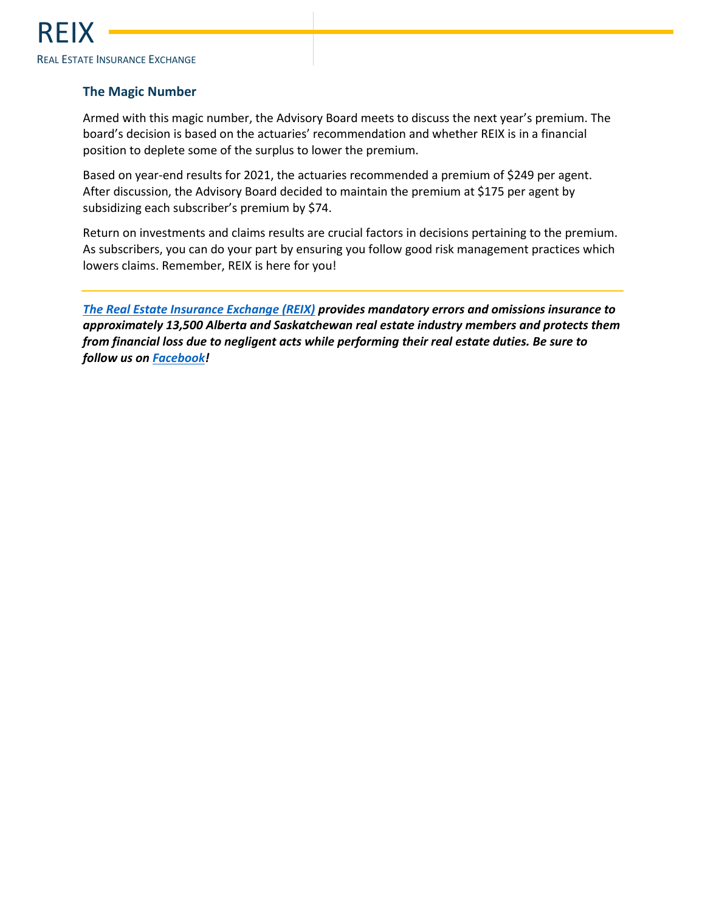### The Magic Number

Armed with this magic number, the Advisory Board meets to discuss the next year's premium. The board's decision is based on the actuaries' recommendation and whether REIX is in a financial position to deplete some of the surplus to lower the premium.

Based on year-end results for 2021, the actuaries recommended a premium of $249 per agent. After discussion, the Advisory Board decided to maintain the premium at $175 per agent by subsidizing each subscriber's premium by $74.

Return on investments and claims results are crucial factors in decisions pertaining to the premium. As subscribers, you can do your part by ensuring you follow good risk management practices which lowers claims. Remember, REIX is here for you!

---

***The Real Estate Insurance Exchange (REIX) provides mandatory errors and omissions insurance to approximately 13,500 Alberta and Saskatchewan real estate industry members and protects them from financial loss due to negligent acts while performing their real estate duties. Be sure to follow us on Facebook!***